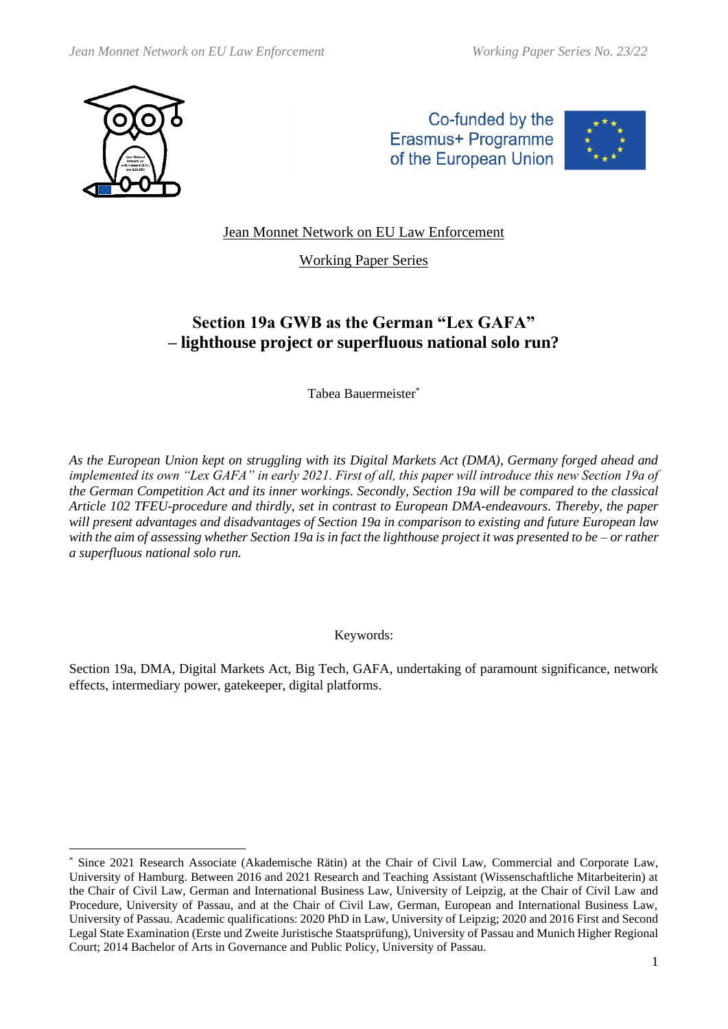Jean Monnet Network on EU Law Enforcement

Working Paper Series

# Section 19a GWB as the German "Lex GAFA" – lighthouse project or superfluous national solo run?

Tabea Bauermeister*

*As the European Union kept on struggling with its Digital Markets Act (DMA), Germany forged ahead and implemented its own "Lex GAFA" in early 2021. First of all, this paper will introduce this new Section 19a of the German Competition Act and its inner workings. Secondly, Section 19a will be compared to the classical Article 102 TFEU-procedure and thirdly, set in contrast to European DMA-endeavours. Thereby, the paper will present advantages and disadvantages of Section 19a in comparison to existing and future European law with the aim of assessing whether Section 19a is in fact the lighthouse project it was presented to be – or rather a superfluous national solo run.*

Keywords:

Section 19a, DMA, Digital Markets Act, Big Tech, GAFA, undertaking of paramount significance, network effects, intermediary power, gatekeeper, digital platforms.

---

* Since 2021 Research Associate (Akademische Rätin) at the Chair of Civil Law, Commercial and Corporate Law, University of Hamburg. Between 2016 and 2021 Research and Teaching Assistant (Wissenschaftliche Mitarbeiterin) at the Chair of Civil Law, German and International Business Law, University of Leipzig, at the Chair of Civil Law and Procedure, University of Passau, and at the Chair of Civil Law, German, European and International Business Law, University of Passau. Academic qualifications: 2020 PhD in Law, University of Leipzig; 2020 and 2016 First and Second Legal State Examination (Erste und Zweite Juristische Staatsprüfung), University of Passau and Munich Higher Regional Court; 2014 Bachelor of Arts in Governance and Public Policy, University of Passau.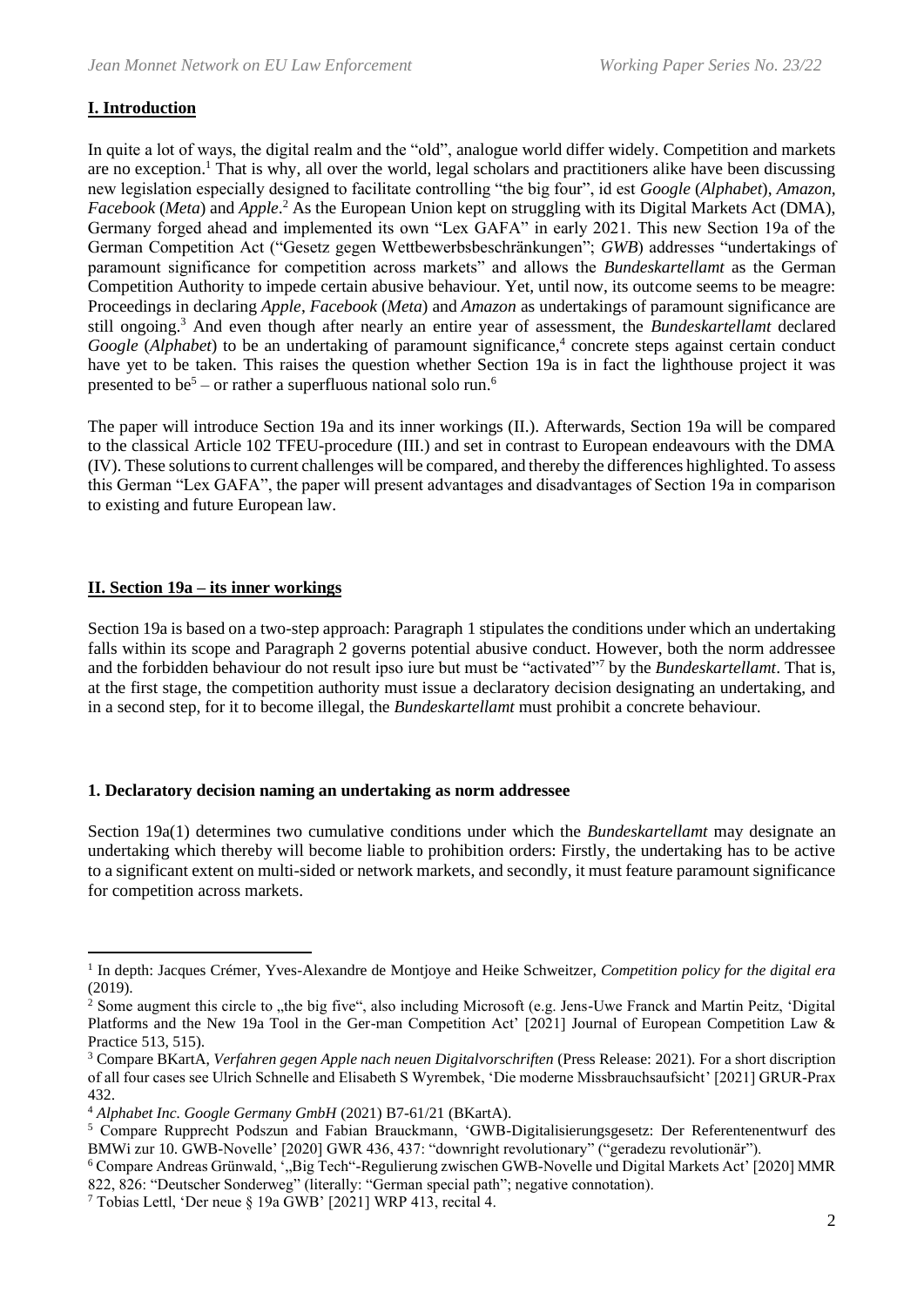## **I. Introduction**

In quite a lot of ways, the digital realm and the "old", analogue world differ widely. Competition and markets are no exception.[1] That is why, all over the world, legal scholars and practitioners alike have been discussing new legislation especially designed to facilitate controlling "the big four", id est *Google* (*Alphabet*), *Amazon*, *Facebook* (*Meta*) and *Apple*.[2] As the European Union kept on struggling with its Digital Markets Act (DMA), Germany forged ahead and implemented its own "Lex GAFA" in early 2021. This new Section 19a of the German Competition Act ("Gesetz gegen Wettbewerbsbeschränkungen"; *GWB*) addresses "undertakings of paramount significance for competition across markets" and allows the *Bundeskartellamt* as the German Competition Authority to impede certain abusive behaviour. Yet, until now, its outcome seems to be meagre: Proceedings in declaring *Apple*, *Facebook* (*Meta*) and *Amazon* as undertakings of paramount significance are still ongoing.[3] And even though after nearly an entire year of assessment, the *Bundeskartellamt* declared *Google* (*Alphabet*) to be an undertaking of paramount significance,[4] concrete steps against certain conduct have yet to be taken. This raises the question whether Section 19a is in fact the lighthouse project it was presented to be[5] – or rather a superfluous national solo run.[6]

The paper will introduce Section 19a and its inner workings (II.). Afterwards, Section 19a will be compared to the classical Article 102 TFEU-procedure (III.) and set in contrast to European endeavours with the DMA (IV). These solutions to current challenges will be compared, and thereby the differences highlighted. To assess this German "Lex GAFA", the paper will present advantages and disadvantages of Section 19a in comparison to existing and future European law.

## **II. Section 19a – its inner workings**

Section 19a is based on a two-step approach: Paragraph 1 stipulates the conditions under which an undertaking falls within its scope and Paragraph 2 governs potential abusive conduct. However, both the norm addressee and the forbidden behaviour do not result ipso iure but must be "activated"[7] by the *Bundeskartellamt*. That is, at the first stage, the competition authority must issue a declaratory decision designating an undertaking, and in a second step, for it to become illegal, the *Bundeskartellamt* must prohibit a concrete behaviour.

### **1. Declaratory decision naming an undertaking as norm addressee**

Section 19a(1) determines two cumulative conditions under which the *Bundeskartellamt* may designate an undertaking which thereby will become liable to prohibition orders: Firstly, the undertaking has to be active to a significant extent on multi-sided or network markets, and secondly, it must feature paramount significance for competition across markets.

---

[1] In depth: Jacques Crémer, Yves-Alexandre de Montjoye and Heike Schweitzer, *Competition policy for the digital era* (2019).

[2] Some augment this circle to „the big five", also including Microsoft (e.g. Jens-Uwe Franck and Martin Peitz, 'Digital Platforms and the New 19a Tool in the Ger-man Competition Act' [2021] Journal of European Competition Law & Practice 513, 515).

[3] Compare BKartA, *Verfahren gegen Apple nach neuen Digitalvorschriften* (Press Release: 2021). For a short discription of all four cases see Ulrich Schnelle and Elisabeth S Wyrembek, 'Die moderne Missbrauchsaufsicht' [2021] GRUR-Prax 432.

[4] *Alphabet Inc. Google Germany GmbH* (2021) B7-61/21 (BKartA).

[5] Compare Rupprecht Podszun and Fabian Brauckmann, 'GWB-Digitalisierungsgesetz: Der Referentenentwurf des BMWi zur 10. GWB-Novelle' [2020] GWR 436, 437: "downright revolutionary" ("geradezu revolutionär").

[6] Compare Andreas Grünwald, '„Big Tech"-Regulierung zwischen GWB-Novelle und Digital Markets Act' [2020] MMR 822, 826: "Deutscher Sonderweg" (literally: "German special path"; negative connotation).

[7] Tobias Lettl, 'Der neue § 19a GWB' [2021] WRP 413, recital 4.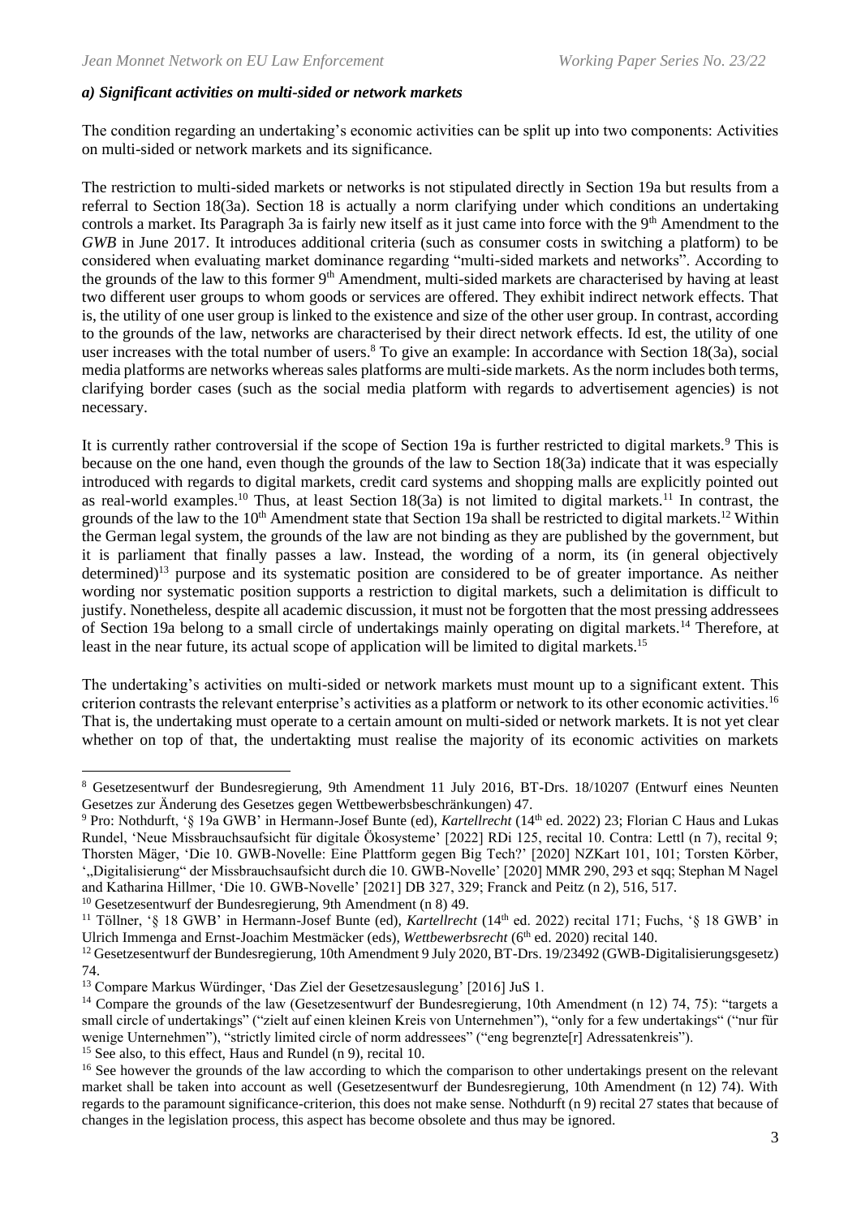#### *a) Significant activities on multi-sided or network markets*

The condition regarding an undertaking's economic activities can be split up into two components: Activities on multi-sided or network markets and its significance.

The restriction to multi-sided markets or networks is not stipulated directly in Section 19a but results from a referral to Section 18(3a). Section 18 is actually a norm clarifying under which conditions an undertaking controls a market. Its Paragraph 3a is fairly new itself as it just came into force with the 9th Amendment to the *GWB* in June 2017. It introduces additional criteria (such as consumer costs in switching a platform) to be considered when evaluating market dominance regarding "multi-sided markets and networks". According to the grounds of the law to this former 9th Amendment, multi-sided markets are characterised by having at least two different user groups to whom goods or services are offered. They exhibit indirect network effects. That is, the utility of one user group is linked to the existence and size of the other user group. In contrast, according to the grounds of the law, networks are characterised by their direct network effects. Id est, the utility of one user increases with the total number of users.[8] To give an example: In accordance with Section 18(3a), social media platforms are networks whereas sales platforms are multi-side markets. As the norm includes both terms, clarifying border cases (such as the social media platform with regards to advertisement agencies) is not necessary.

It is currently rather controversial if the scope of Section 19a is further restricted to digital markets.[9] This is because on the one hand, even though the grounds of the law to Section 18(3a) indicate that it was especially introduced with regards to digital markets, credit card systems and shopping malls are explicitly pointed out as real-world examples.[10] Thus, at least Section 18(3a) is not limited to digital markets.[11] In contrast, the grounds of the law to the 10th Amendment state that Section 19a shall be restricted to digital markets.[12] Within the German legal system, the grounds of the law are not binding as they are published by the government, but it is parliament that finally passes a law. Instead, the wording of a norm, its (in general objectively determined)[13] purpose and its systematic position are considered to be of greater importance. As neither wording nor systematic position supports a restriction to digital markets, such a delimitation is difficult to justify. Nonetheless, despite all academic discussion, it must not be forgotten that the most pressing addressees of Section 19a belong to a small circle of undertakings mainly operating on digital markets.[14] Therefore, at least in the near future, its actual scope of application will be limited to digital markets.[15]

The undertaking's activities on multi-sided or network markets must mount up to a significant extent. This criterion contrasts the relevant enterprise's activities as a platform or network to its other economic activities.[16] That is, the undertaking must operate to a certain amount on multi-sided or network markets. It is not yet clear whether on top of that, the undertakting must realise the majority of its economic activities on markets

---

[8] Gesetzesentwurf der Bundesregierung, 9th Amendment 11 July 2016, BT-Drs. 18/10207 (Entwurf eines Neunten Gesetzes zur Änderung des Gesetzes gegen Wettbewerbsbeschränkungen) 47.

[9] Pro: Nothdurft, '§ 19a GWB' in Hermann-Josef Bunte (ed), *Kartellrecht* (14th ed. 2022) 23; Florian C Haus and Lukas Rundel, 'Neue Missbrauchsaufsicht für digitale Ökosysteme' [2022] RDi 125, recital 10. Contra: Lettl (n 7), recital 9; Thorsten Mäger, 'Die 10. GWB-Novelle: Eine Plattform gegen Big Tech?' [2020] NZKart 101, 101; Torsten Körber, '„Digitalisierung" der Missbrauchsaufsicht durch die 10. GWB-Novelle' [2020] MMR 290, 293 et sqq; Stephan M Nagel and Katharina Hillmer, 'Die 10. GWB-Novelle' [2021] DB 327, 329; Franck and Peitz (n 2), 516, 517.

[10] Gesetzesentwurf der Bundesregierung, 9th Amendment (n 8) 49.

[11] Töllner, '§ 18 GWB' in Hermann-Josef Bunte (ed), *Kartellrecht* (14th ed. 2022) recital 171; Fuchs, '§ 18 GWB' in Ulrich Immenga and Ernst-Joachim Mestmäcker (eds), *Wettbewerbsrecht* (6th ed. 2020) recital 140.

[12] Gesetzesentwurf der Bundesregierung, 10th Amendment 9 July 2020, BT-Drs. 19/23492 (GWB-Digitalisierungsgesetz) 74.

[13] Compare Markus Würdinger, 'Das Ziel der Gesetzesauslegung' [2016] JuS 1.

[14] Compare the grounds of the law (Gesetzesentwurf der Bundesregierung, 10th Amendment (n 12) 74, 75): "targets a small circle of undertakings" ("zielt auf einen kleinen Kreis von Unternehmen"), "only for a few undertakings" ("nur für wenige Unternehmen"), "strictly limited circle of norm addressees" ("eng begrenzte[r] Adressatenkreis").

[15] See also, to this effect, Haus and Rundel (n 9), recital 10.

[16] See however the grounds of the law according to which the comparison to other undertakings present on the relevant market shall be taken into account as well (Gesetzesentwurf der Bundesregierung, 10th Amendment (n 12) 74). With regards to the paramount significance-criterion, this does not make sense. Nothdurft (n 9) recital 27 states that because of changes in the legislation process, this aspect has become obsolete and thus may be ignored.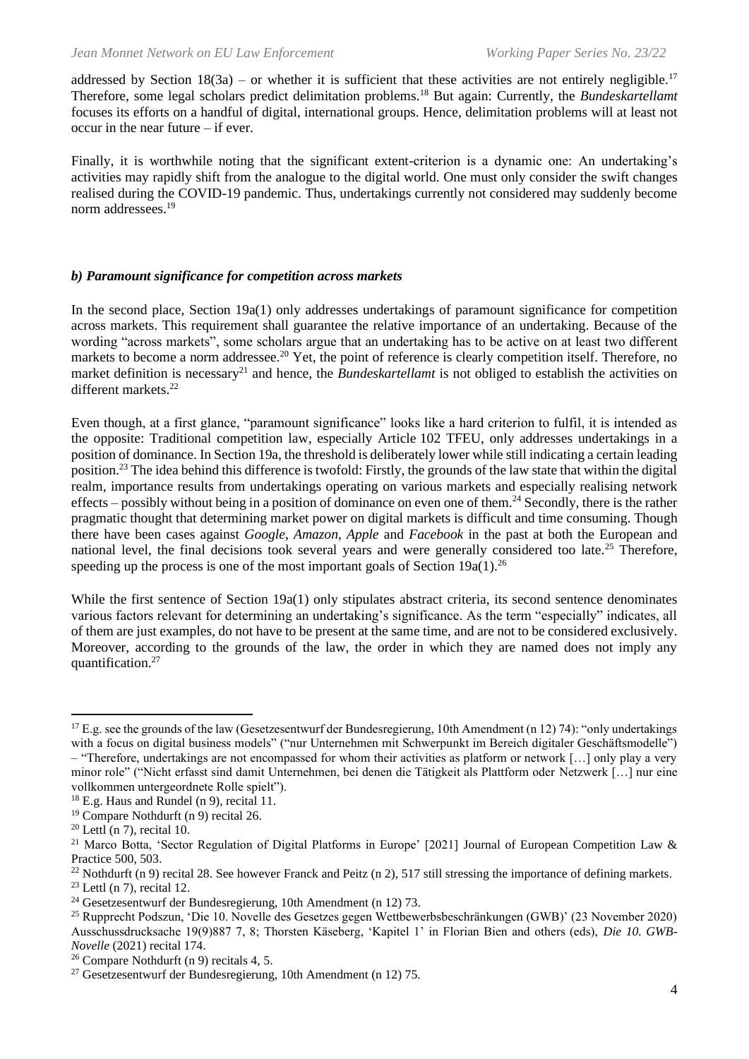addressed by Section 18(3a) – or whether it is sufficient that these activities are not entirely negligible.[17] Therefore, some legal scholars predict delimitation problems.[18] But again: Currently, the *Bundeskartellamt* focuses its efforts on a handful of digital, international groups. Hence, delimitation problems will at least not occur in the near future – if ever.

Finally, it is worthwhile noting that the significant extent-criterion is a dynamic one: An undertaking's activities may rapidly shift from the analogue to the digital world. One must only consider the swift changes realised during the COVID-19 pandemic. Thus, undertakings currently not considered may suddenly become norm addressees.[19]

#### *b) Paramount significance for competition across markets*

In the second place, Section 19a(1) only addresses undertakings of paramount significance for competition across markets. This requirement shall guarantee the relative importance of an undertaking. Because of the wording "across markets", some scholars argue that an undertaking has to be active on at least two different markets to become a norm addressee.[20] Yet, the point of reference is clearly competition itself. Therefore, no market definition is necessary[21] and hence, the *Bundeskartellamt* is not obliged to establish the activities on different markets.[22]

Even though, at a first glance, "paramount significance" looks like a hard criterion to fulfil, it is intended as the opposite: Traditional competition law, especially Article 102 TFEU, only addresses undertakings in a position of dominance. In Section 19a, the threshold is deliberately lower while still indicating a certain leading position.[23] The idea behind this difference is twofold: Firstly, the grounds of the law state that within the digital realm, importance results from undertakings operating on various markets and especially realising network effects – possibly without being in a position of dominance on even one of them.[24] Secondly, there is the rather pragmatic thought that determining market power on digital markets is difficult and time consuming. Though there have been cases against *Google*, *Amazon*, *Apple* and *Facebook* in the past at both the European and national level, the final decisions took several years and were generally considered too late.[25] Therefore, speeding up the process is one of the most important goals of Section 19a(1).[26]

While the first sentence of Section 19a(1) only stipulates abstract criteria, its second sentence denominates various factors relevant for determining an undertaking's significance. As the term "especially" indicates, all of them are just examples, do not have to be present at the same time, and are not to be considered exclusively. Moreover, according to the grounds of the law, the order in which they are named does not imply any quantification.[27]

---

[17] E.g. see the grounds of the law (Gesetzesentwurf der Bundesregierung, 10th Amendment (n 12) 74): "only undertakings with a focus on digital business models" ("nur Unternehmen mit Schwerpunkt im Bereich digitaler Geschäftsmodelle") – "Therefore, undertakings are not encompassed for whom their activities as platform or network […] only play a very minor role" ("Nicht erfasst sind damit Unternehmen, bei denen die Tätigkeit als Plattform oder Netzwerk […] nur eine vollkommen untergeordnete Rolle spielt").

[18] E.g. Haus and Rundel (n 9), recital 11.

[19] Compare Nothdurft (n 9) recital 26.

[20] Lettl (n 7), recital 10.

[21] Marco Botta, 'Sector Regulation of Digital Platforms in Europe' [2021] Journal of European Competition Law & Practice 500, 503.

[22] Nothdurft (n 9) recital 28. See however Franck and Peitz (n 2), 517 still stressing the importance of defining markets.

[23] Lettl (n 7), recital 12.

[24] Gesetzesentwurf der Bundesregierung, 10th Amendment (n 12) 73.

[25] Rupprecht Podszun, 'Die 10. Novelle des Gesetzes gegen Wettbewerbsbeschränkungen (GWB)' (23 November 2020) Ausschussdrucksache 19(9)887 7, 8; Thorsten Käseberg, 'Kapitel 1' in Florian Bien and others (eds), *Die 10. GWB-Novelle* (2021) recital 174.

[26] Compare Nothdurft (n 9) recitals 4, 5.

[27] Gesetzesentwurf der Bundesregierung, 10th Amendment (n 12) 75.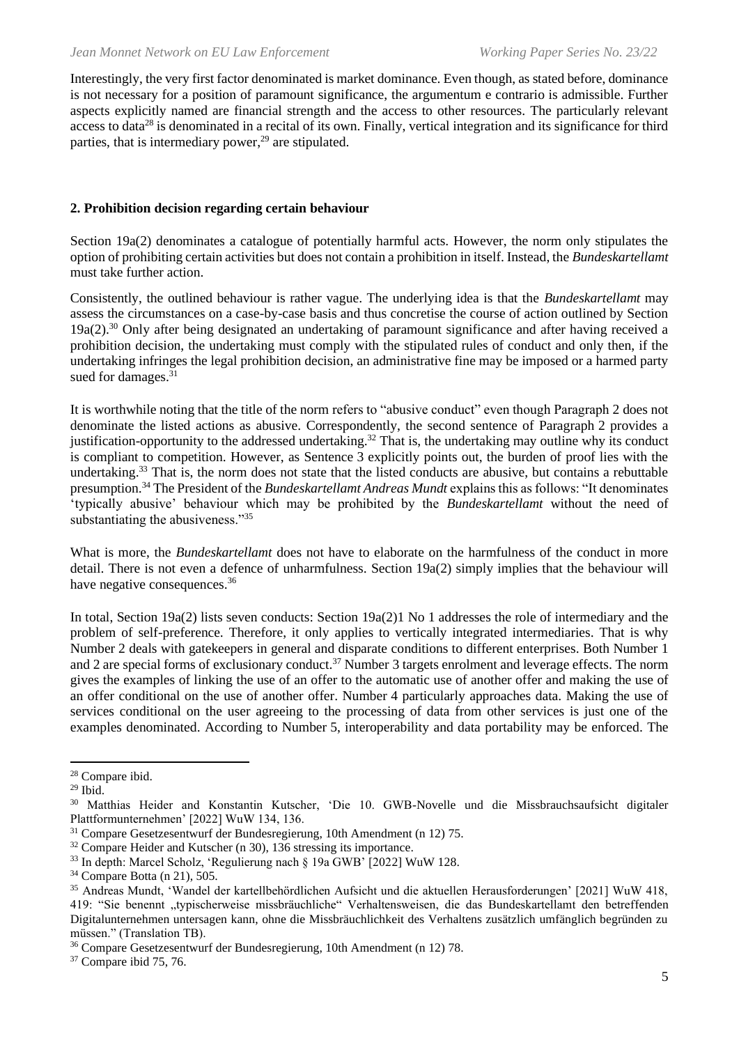Interestingly, the very first factor denominated is market dominance. Even though, as stated before, dominance is not necessary for a position of paramount significance, the argumentum e contrario is admissible. Further aspects explicitly named are financial strength and the access to other resources. The particularly relevant access to data[28] is denominated in a recital of its own. Finally, vertical integration and its significance for third parties, that is intermediary power,[29] are stipulated.

## 2. Prohibition decision regarding certain behaviour

Section 19a(2) denominates a catalogue of potentially harmful acts. However, the norm only stipulates the option of prohibiting certain activities but does not contain a prohibition in itself. Instead, the *Bundeskartellamt* must take further action.

Consistently, the outlined behaviour is rather vague. The underlying idea is that the *Bundeskartellamt* may assess the circumstances on a case-by-case basis and thus concretise the course of action outlined by Section 19a(2).[30] Only after being designated an undertaking of paramount significance and after having received a prohibition decision, the undertaking must comply with the stipulated rules of conduct and only then, if the undertaking infringes the legal prohibition decision, an administrative fine may be imposed or a harmed party sued for damages.[31]

It is worthwhile noting that the title of the norm refers to "abusive conduct" even though Paragraph 2 does not denominate the listed actions as abusive. Correspondently, the second sentence of Paragraph 2 provides a justification-opportunity to the addressed undertaking.[32] That is, the undertaking may outline why its conduct is compliant to competition. However, as Sentence 3 explicitly points out, the burden of proof lies with the undertaking.[33] That is, the norm does not state that the listed conducts are abusive, but contains a rebuttable presumption.[34] The President of the *Bundeskartellamt Andreas Mundt* explains this as follows: "It denominates 'typically abusive' behaviour which may be prohibited by the *Bundeskartellamt* without the need of substantiating the abusiveness."[35]

What is more, the *Bundeskartellamt* does not have to elaborate on the harmfulness of the conduct in more detail. There is not even a defence of unharmfulness. Section 19a(2) simply implies that the behaviour will have negative consequences.[36]

In total, Section 19a(2) lists seven conducts: Section 19a(2)1 No 1 addresses the role of intermediary and the problem of self-preference. Therefore, it only applies to vertically integrated intermediaries. That is why Number 2 deals with gatekeepers in general and disparate conditions to different enterprises. Both Number 1 and 2 are special forms of exclusionary conduct.[37] Number 3 targets enrolment and leverage effects. The norm gives the examples of linking the use of an offer to the automatic use of another offer and making the use of an offer conditional on the use of another offer. Number 4 particularly approaches data. Making the use of services conditional on the user agreeing to the processing of data from other services is just one of the examples denominated. According to Number 5, interoperability and data portability may be enforced. The

---

[28] Compare ibid.

[29] Ibid.

[30] Matthias Heider and Konstantin Kutscher, 'Die 10. GWB-Novelle und die Missbrauchsaufsicht digitaler Plattformunternehmen' [2022] WuW 134, 136.

[31] Compare Gesetzesentwurf der Bundesregierung, 10th Amendment (n 12) 75.

[32] Compare Heider and Kutscher (n 30), 136 stressing its importance.

[33] In depth: Marcel Scholz, 'Regulierung nach § 19a GWB' [2022] WuW 128.

[34] Compare Botta (n 21), 505.

[35] Andreas Mundt, 'Wandel der kartellbehördlichen Aufsicht und die aktuellen Herausforderungen' [2021] WuW 418, 419: "Sie benennt „typischerweise missbräuchliche" Verhaltensweisen, die das Bundeskartellamt den betreffenden Digitalunternehmen untersagen kann, ohne die Missbräuchlichkeit des Verhaltens zusätzlich umfänglich begründen zu müssen." (Translation TB).

[36] Compare Gesetzesentwurf der Bundesregierung, 10th Amendment (n 12) 78.

[37] Compare ibid 75, 76.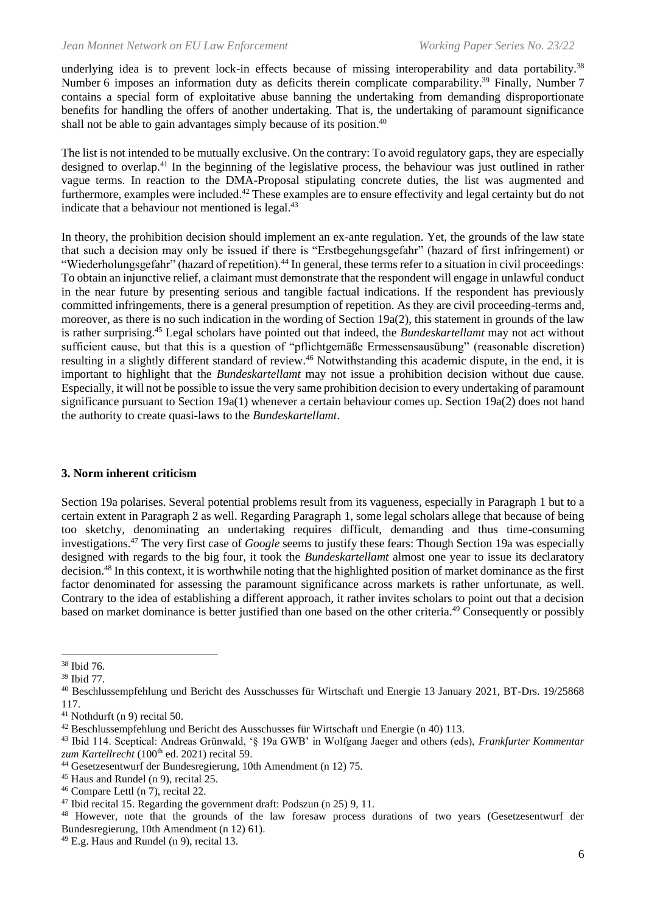underlying idea is to prevent lock-in effects because of missing interoperability and data portability.[38] Number 6 imposes an information duty as deficits therein complicate comparability.[39] Finally, Number 7 contains a special form of exploitative abuse banning the undertaking from demanding disproportionate benefits for handling the offers of another undertaking. That is, the undertaking of paramount significance shall not be able to gain advantages simply because of its position.[40]

The list is not intended to be mutually exclusive. On the contrary: To avoid regulatory gaps, they are especially designed to overlap.[41] In the beginning of the legislative process, the behaviour was just outlined in rather vague terms. In reaction to the DMA-Proposal stipulating concrete duties, the list was augmented and furthermore, examples were included.[42] These examples are to ensure effectivity and legal certainty but do not indicate that a behaviour not mentioned is legal.[43]

In theory, the prohibition decision should implement an ex-ante regulation. Yet, the grounds of the law state that such a decision may only be issued if there is "Erstbegehungsgefahr" (hazard of first infringement) or "Wiederholungsgefahr" (hazard of repetition).[44] In general, these terms refer to a situation in civil proceedings: To obtain an injunctive relief, a claimant must demonstrate that the respondent will engage in unlawful conduct in the near future by presenting serious and tangible factual indications. If the respondent has previously committed infringements, there is a general presumption of repetition. As they are civil proceeding-terms and, moreover, as there is no such indication in the wording of Section 19a(2), this statement in grounds of the law is rather surprising.[45] Legal scholars have pointed out that indeed, the *Bundeskartellamt* may not act without sufficient cause, but that this is a question of "pflichtgemäße Ermessensausübung" (reasonable discretion) resulting in a slightly different standard of review.[46] Notwithstanding this academic dispute, in the end, it is important to highlight that the *Bundeskartellamt* may not issue a prohibition decision without due cause. Especially, it will not be possible to issue the very same prohibition decision to every undertaking of paramount significance pursuant to Section 19a(1) whenever a certain behaviour comes up. Section 19a(2) does not hand the authority to create quasi-laws to the *Bundeskartellamt*.

### 3. Norm inherent criticism

Section 19a polarises. Several potential problems result from its vagueness, especially in Paragraph 1 but to a certain extent in Paragraph 2 as well. Regarding Paragraph 1, some legal scholars allege that because of being too sketchy, denominating an undertaking requires difficult, demanding and thus time-consuming investigations.[47] The very first case of *Google* seems to justify these fears: Though Section 19a was especially designed with regards to the big four, it took the *Bundeskartellamt* almost one year to issue its declaratory decision.[48] In this context, it is worthwhile noting that the highlighted position of market dominance as the first factor denominated for assessing the paramount significance across markets is rather unfortunate, as well. Contrary to the idea of establishing a different approach, it rather invites scholars to point out that a decision based on market dominance is better justified than one based on the other criteria.[49] Consequently or possibly

---

[38] Ibid 76.

[39] Ibid 77.

[40] Beschlussempfehlung und Bericht des Ausschusses für Wirtschaft und Energie 13 January 2021, BT-Drs. 19/25868 117.

[41] Nothdurft (n 9) recital 50.

[42] Beschlussempfehlung und Bericht des Ausschusses für Wirtschaft und Energie (n 40) 113.

[43] Ibid 114. Sceptical: Andreas Grünwald, '§ 19a GWB' in Wolfgang Jaeger and others (eds), *Frankfurter Kommentar zum Kartellrecht* (100th ed. 2021) recital 59.

[44] Gesetzesentwurf der Bundesregierung, 10th Amendment (n 12) 75.

[45] Haus and Rundel (n 9), recital 25.

[46] Compare Lettl (n 7), recital 22.

[47] Ibid recital 15. Regarding the government draft: Podszun (n 25) 9, 11.

[48] However, note that the grounds of the law foresaw process durations of two years (Gesetzesentwurf der Bundesregierung, 10th Amendment (n 12) 61).

[49] E.g. Haus and Rundel (n 9), recital 13.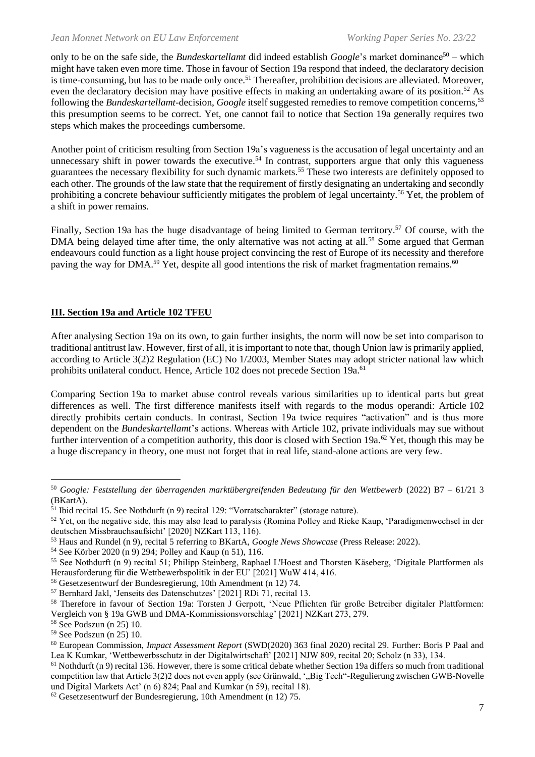only to be on the safe side, the *Bundeskartellamt* did indeed establish *Google*'s market dominance[50] – which might have taken even more time. Those in favour of Section 19a respond that indeed, the declaratory decision is time-consuming, but has to be made only once.[51] Thereafter, prohibition decisions are alleviated. Moreover, even the declaratory decision may have positive effects in making an undertaking aware of its position.[52] As following the *Bundeskartellamt*-decision, *Google* itself suggested remedies to remove competition concerns,[53] this presumption seems to be correct. Yet, one cannot fail to notice that Section 19a generally requires two steps which makes the proceedings cumbersome.

Another point of criticism resulting from Section 19a's vagueness is the accusation of legal uncertainty and an unnecessary shift in power towards the executive.[54] In contrast, supporters argue that only this vagueness guarantees the necessary flexibility for such dynamic markets.[55] These two interests are definitely opposed to each other. The grounds of the law state that the requirement of firstly designating an undertaking and secondly prohibiting a concrete behaviour sufficiently mitigates the problem of legal uncertainty.[56] Yet, the problem of a shift in power remains.

Finally, Section 19a has the huge disadvantage of being limited to German territory.[57] Of course, with the DMA being delayed time after time, the only alternative was not acting at all.[58] Some argued that German endeavours could function as a light house project convincing the rest of Europe of its necessity and therefore paving the way for DMA.[59] Yet, despite all good intentions the risk of market fragmentation remains.[60]

## **III. Section 19a and Article 102 TFEU**

After analysing Section 19a on its own, to gain further insights, the norm will now be set into comparison to traditional antitrust law. However, first of all, it is important to note that, though Union law is primarily applied, according to Article 3(2)2 Regulation (EC) No 1/2003, Member States may adopt stricter national law which prohibits unilateral conduct. Hence, Article 102 does not precede Section 19a.[61]

Comparing Section 19a to market abuse control reveals various similarities up to identical parts but great differences as well. The first difference manifests itself with regards to the modus operandi: Article 102 directly prohibits certain conducts. In contrast, Section 19a twice requires "activation" and is thus more dependent on the *Bundeskartellamt*'s actions. Whereas with Article 102, private individuals may sue without further intervention of a competition authority, this door is closed with Section 19a.[62] Yet, though this may be a huge discrepancy in theory, one must not forget that in real life, stand-alone actions are very few.

---

[50] *Google: Feststellung der überragenden marktübergreifenden Bedeutung für den Wettbewerb* (2022) B7 – 61/21 3 (BKartA).

[51] Ibid recital 15. See Nothdurft (n 9) recital 129: "Vorratscharakter" (storage nature).

[52] Yet, on the negative side, this may also lead to paralysis (Romina Polley and Rieke Kaup, 'Paradigmenwechsel in der deutschen Missbrauchsaufsicht' [2020] NZKart 113, 116).

[53] Haus and Rundel (n 9), recital 5 referring to BKartA, *Google News Showcase* (Press Release: 2022).

[54] See Körber 2020 (n 9) 294; Polley and Kaup (n 51), 116.

[55] See Nothdurft (n 9) recital 51; Philipp Steinberg, Raphael L'Hoest and Thorsten Käseberg, 'Digitale Plattformen als Herausforderung für die Wettbewerbspolitik in der EU' [2021] WuW 414, 416.

[56] Gesetzesentwurf der Bundesregierung, 10th Amendment (n 12) 74.

[57] Bernhard Jakl, 'Jenseits des Datenschutzes' [2021] RDi 71, recital 13.

[58] Therefore in favour of Section 19a: Torsten J Gerpott, 'Neue Pflichten für große Betreiber digitaler Plattformen: Vergleich von § 19a GWB und DMA-Kommissionsvorschlag' [2021] NZKart 273, 279.

[58] See Podszun (n 25) 10.

[59] See Podszun (n 25) 10.

[60] European Commission, *Impact Assessment Report* (SWD(2020) 363 final 2020) recital 29. Further: Boris P Paal and Lea K Kumkar, 'Wettbewerbsschutz in der Digitalwirtschaft' [2021] NJW 809, recital 20; Scholz (n 33), 134.

[61] Nothdurft (n 9) recital 136. However, there is some critical debate whether Section 19a differs so much from traditional competition law that Article 3(2)2 does not even apply (see Grünwald, '„Big Tech"-Regulierung zwischen GWB-Novelle und Digital Markets Act' (n 6) 824; Paal and Kumkar (n 59), recital 18).

[62] Gesetzesentwurf der Bundesregierung, 10th Amendment (n 12) 75.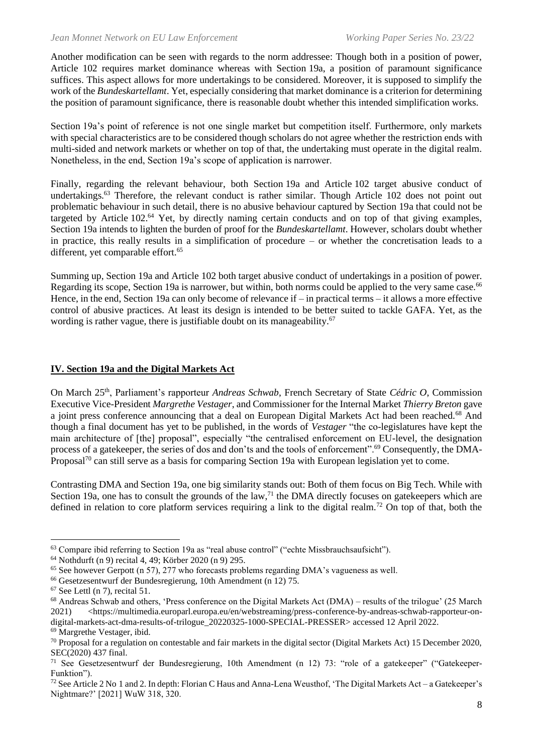Another modification can be seen with regards to the norm addressee: Though both in a position of power, Article 102 requires market dominance whereas with Section 19a, a position of paramount significance suffices. This aspect allows for more undertakings to be considered. Moreover, it is supposed to simplify the work of the *Bundeskartellamt*. Yet, especially considering that market dominance is a criterion for determining the position of paramount significance, there is reasonable doubt whether this intended simplification works.

Section 19a's point of reference is not one single market but competition itself. Furthermore, only markets with special characteristics are to be considered though scholars do not agree whether the restriction ends with multi-sided and network markets or whether on top of that, the undertaking must operate in the digital realm. Nonetheless, in the end, Section 19a's scope of application is narrower.

Finally, regarding the relevant behaviour, both Section 19a and Article 102 target abusive conduct of undertakings.[63] Therefore, the relevant conduct is rather similar. Though Article 102 does not point out problematic behaviour in such detail, there is no abusive behaviour captured by Section 19a that could not be targeted by Article 102.[64] Yet, by directly naming certain conducts and on top of that giving examples, Section 19a intends to lighten the burden of proof for the *Bundeskartellamt*. However, scholars doubt whether in practice, this really results in a simplification of procedure – or whether the concretisation leads to a different, yet comparable effort.[65]

Summing up, Section 19a and Article 102 both target abusive conduct of undertakings in a position of power. Regarding its scope, Section 19a is narrower, but within, both norms could be applied to the very same case.[66] Hence, in the end, Section 19a can only become of relevance if – in practical terms – it allows a more effective control of abusive practices. At least its design is intended to be better suited to tackle GAFA. Yet, as the wording is rather vague, there is justifiable doubt on its manageability.[67]

## **IV. Section 19a and the Digital Markets Act**

On March 25th, Parliament's rapporteur *Andreas Schwab*, French Secretary of State *Cédric O*, Commission Executive Vice-President *Margrethe Vestager*, and Commissioner for the Internal Market *Thierry Breton* gave a joint press conference announcing that a deal on European Digital Markets Act had been reached.[68] And though a final document has yet to be published, in the words of *Vestager* "the co-legislatures have kept the main architecture of [the] proposal", especially "the centralised enforcement on EU-level, the designation process of a gatekeeper, the series of dos and don'ts and the tools of enforcement".[69] Consequently, the DMA-Proposal[70] can still serve as a basis for comparing Section 19a with European legislation yet to come.

Contrasting DMA and Section 19a, one big similarity stands out: Both of them focus on Big Tech. While with Section 19a, one has to consult the grounds of the law,[71] the DMA directly focuses on gatekeepers which are defined in relation to core platform services requiring a link to the digital realm.[72] On top of that, both the

---

[63] Compare ibid referring to Section 19a as "real abuse control" ("echte Missbrauchsaufsicht").

[64] Nothdurft (n 9) recital 4, 49; Körber 2020 (n 9) 295.

[65] See however Gerpott (n 57), 277 who forecasts problems regarding DMA's vagueness as well.

[66] Gesetzesentwurf der Bundesregierung, 10th Amendment (n 12) 75.

[67] See Lettl (n 7), recital 51.

[68] Andreas Schwab and others, 'Press conference on the Digital Markets Act (DMA) – results of the trilogue' (25 March 2021) <https://multimedia.europarl.europa.eu/en/webstreaming/press-conference-by-andreas-schwab-rapporteur-on-digital-markets-act-dma-results-of-trilogue_20220325-1000-SPECIAL-PRESSER> accessed 12 April 2022.

[69] Margrethe Vestager, ibid.

[70] Proposal for a regulation on contestable and fair markets in the digital sector (Digital Markets Act) 15 December 2020, SEC(2020) 437 final.

[71] See Gesetzesentwurf der Bundesregierung, 10th Amendment (n 12) 73: "role of a gatekeeper" ("Gatekeeper-Funktion").

[72] See Article 2 No 1 and 2. In depth: Florian C Haus and Anna-Lena Weusthof, 'The Digital Markets Act – a Gatekeeper's Nightmare?' [2021] WuW 318, 320.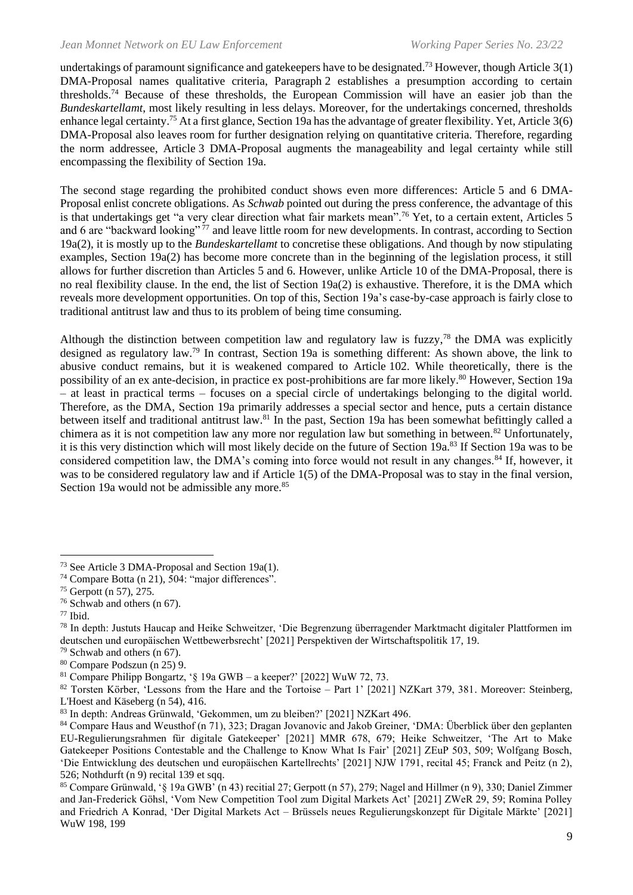undertakings of paramount significance and gatekeepers have to be designated.[73] However, though Article 3(1) DMA-Proposal names qualitative criteria, Paragraph 2 establishes a presumption according to certain thresholds.[74] Because of these thresholds, the European Commission will have an easier job than the *Bundeskartellamt*, most likely resulting in less delays. Moreover, for the undertakings concerned, thresholds enhance legal certainty.[75] At a first glance, Section 19a has the advantage of greater flexibility. Yet, Article 3(6) DMA-Proposal also leaves room for further designation relying on quantitative criteria. Therefore, regarding the norm addressee, Article 3 DMA-Proposal augments the manageability and legal certainty while still encompassing the flexibility of Section 19a.

The second stage regarding the prohibited conduct shows even more differences: Article 5 and 6 DMA-Proposal enlist concrete obligations. As *Schwab* pointed out during the press conference, the advantage of this is that undertakings get "a very clear direction what fair markets mean".[76] Yet, to a certain extent, Articles 5 and 6 are "backward looking"[77] and leave little room for new developments. In contrast, according to Section 19a(2), it is mostly up to the *Bundeskartellamt* to concretise these obligations. And though by now stipulating examples, Section 19a(2) has become more concrete than in the beginning of the legislation process, it still allows for further discretion than Articles 5 and 6. However, unlike Article 10 of the DMA-Proposal, there is no real flexibility clause. In the end, the list of Section 19a(2) is exhaustive. Therefore, it is the DMA which reveals more development opportunities. On top of this, Section 19a's case-by-case approach is fairly close to traditional antitrust law and thus to its problem of being time consuming.

Although the distinction between competition law and regulatory law is fuzzy,[78] the DMA was explicitly designed as regulatory law.[79] In contrast, Section 19a is something different: As shown above, the link to abusive conduct remains, but it is weakened compared to Article 102. While theoretically, there is the possibility of an ex ante-decision, in practice ex post-prohibitions are far more likely.[80] However, Section 19a – at least in practical terms – focuses on a special circle of undertakings belonging to the digital world. Therefore, as the DMA, Section 19a primarily addresses a special sector and hence, puts a certain distance between itself and traditional antitrust law.[81] In the past, Section 19a has been somewhat befittingly called a chimera as it is not competition law any more nor regulation law but something in between.[82] Unfortunately, it is this very distinction which will most likely decide on the future of Section 19a.[83] If Section 19a was to be considered competition law, the DMA's coming into force would not result in any changes.[84] If, however, it was to be considered regulatory law and if Article 1(5) of the DMA-Proposal was to stay in the final version, Section 19a would not be admissible any more.[85]

---

[73] See Article 3 DMA-Proposal and Section 19a(1).

[74] Compare Botta (n 21), 504: "major differences".

[75] Gerpott (n 57), 275.

[76] Schwab and others (n 67).

[77] Ibid.

[78] In depth: Justuts Haucap and Heike Schweitzer, 'Die Begrenzung überragender Marktmacht digitaler Plattformen im deutschen und europäischen Wettbewerbsrecht' [2021] Perspektiven der Wirtschaftspolitik 17, 19.

[79] Schwab and others (n 67).

[80] Compare Podszun (n 25) 9.

[81] Compare Philipp Bongartz, '§ 19a GWB – a keeper?' [2022] WuW 72, 73.

[82] Torsten Körber, 'Lessons from the Hare and the Tortoise – Part 1' [2021] NZKart 379, 381. Moreover: Steinberg, L'Hoest and Käseberg (n 54), 416.

[83] In depth: Andreas Grünwald, 'Gekommen, um zu bleiben?' [2021] NZKart 496.

[84] Compare Haus and Weusthof (n 71), 323; Dragan Jovanovic and Jakob Greiner, 'DMA: Überblick über den geplanten EU-Regulierungsrahmen für digitale Gatekeeper' [2021] MMR 678, 679; Heike Schweitzer, 'The Art to Make Gatekeeper Positions Contestable and the Challenge to Know What Is Fair' [2021] ZEuP 503, 509; Wolfgang Bosch, 'Die Entwicklung des deutschen und europäischen Kartellrechts' [2021] NJW 1791, recital 45; Franck and Peitz (n 2), 526; Nothdurft (n 9) recital 139 et sqq.

[85] Compare Grünwald, '§ 19a GWB' (n 43) recitial 27; Gerpott (n 57), 279; Nagel and Hillmer (n 9), 330; Daniel Zimmer and Jan-Frederick Göhsl, 'Vom New Competition Tool zum Digital Markets Act' [2021] ZWeR 29, 59; Romina Polley and Friedrich A Konrad, 'Der Digital Markets Act – Brüssels neues Regulierungskonzept für Digitale Märkte' [2021] WuW 198, 199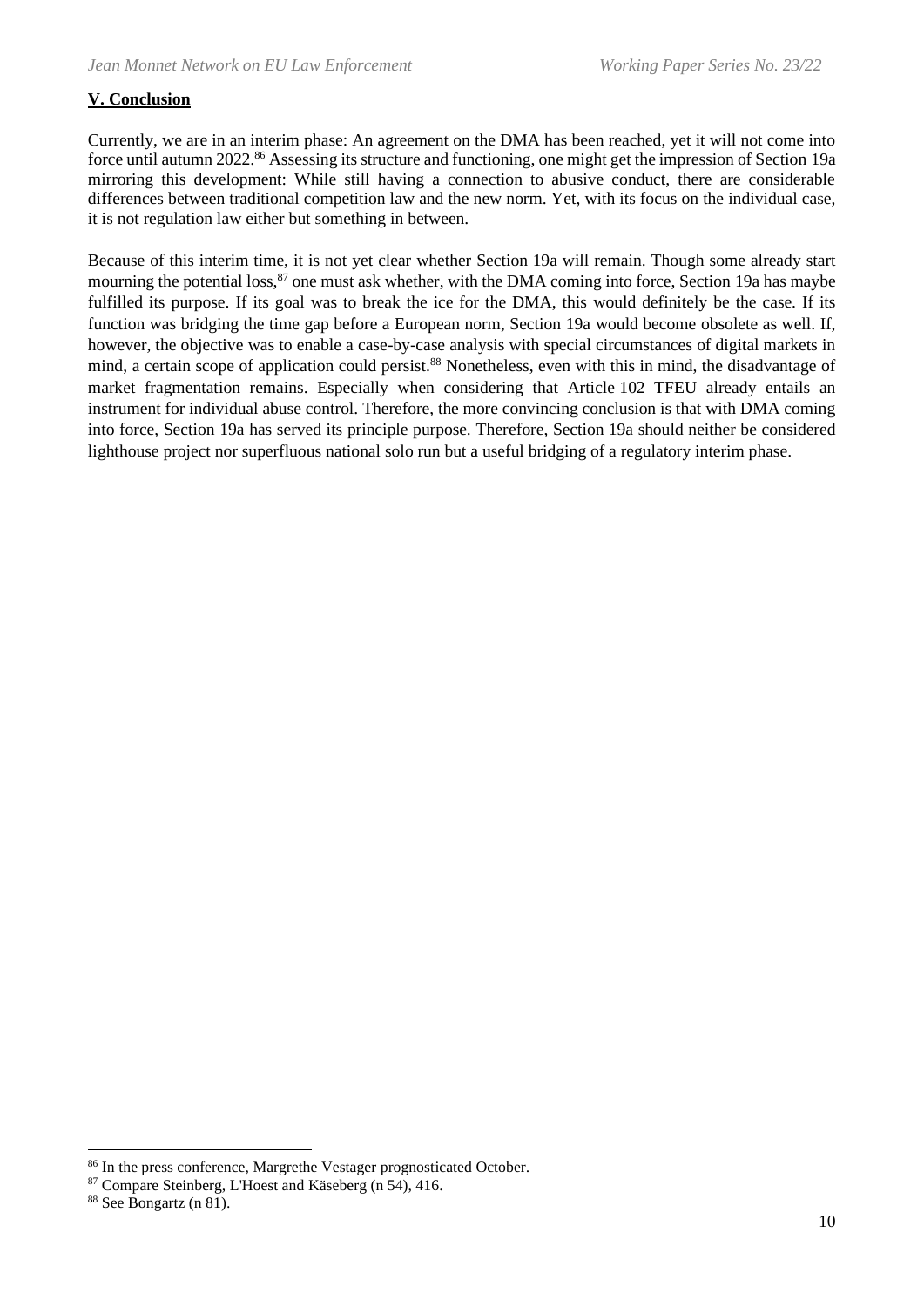## V. Conclusion

Currently, we are in an interim phase: An agreement on the DMA has been reached, yet it will not come into force until autumn 2022.[86] Assessing its structure and functioning, one might get the impression of Section 19a mirroring this development: While still having a connection to abusive conduct, there are considerable differences between traditional competition law and the new norm. Yet, with its focus on the individual case, it is not regulation law either but something in between.

Because of this interim time, it is not yet clear whether Section 19a will remain. Though some already start mourning the potential loss,[87] one must ask whether, with the DMA coming into force, Section 19a has maybe fulfilled its purpose. If its goal was to break the ice for the DMA, this would definitely be the case. If its function was bridging the time gap before a European norm, Section 19a would become obsolete as well. If, however, the objective was to enable a case-by-case analysis with special circumstances of digital markets in mind, a certain scope of application could persist.[88] Nonetheless, even with this in mind, the disadvantage of market fragmentation remains. Especially when considering that Article 102 TFEU already entails an instrument for individual abuse control. Therefore, the more convincing conclusion is that with DMA coming into force, Section 19a has served its principle purpose. Therefore, Section 19a should neither be considered lighthouse project nor superfluous national solo run but a useful bridging of a regulatory interim phase.

[86] In the press conference, Margrethe Vestager prognosticated October.

[87] Compare Steinberg, L'Hoest and Käseberg (n 54), 416.

[88] See Bongartz (n 81).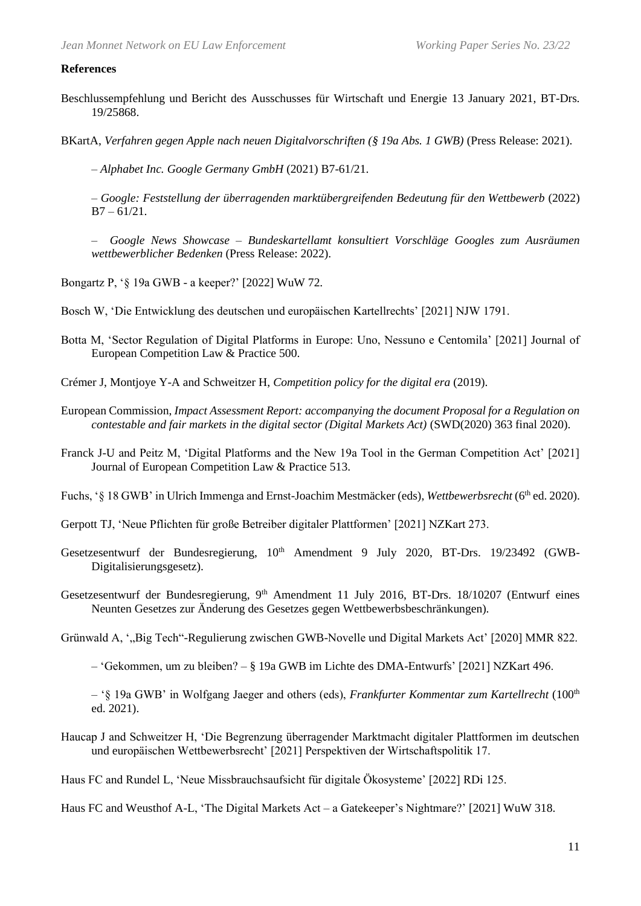**References**

Beschlussempfehlung und Bericht des Ausschusses für Wirtschaft und Energie 13 January 2021, BT-Drs. 19/25868.

BKartA, *Verfahren gegen Apple nach neuen Digitalvorschriften (§ 19a Abs. 1 GWB)* (Press Release: 2021).

– *Alphabet Inc. Google Germany GmbH* (2021) B7-61/21.

– *Google: Feststellung der überragenden marktübergreifenden Bedeutung für den Wettbewerb* (2022) B7 – 61/21.

– *Google News Showcase – Bundeskartellamt konsultiert Vorschläge Googles zum Ausräumen wettbewerblicher Bedenken* (Press Release: 2022).

Bongartz P, '§ 19a GWB - a keeper?' [2022] WuW 72.

Bosch W, 'Die Entwicklung des deutschen und europäischen Kartellrechts' [2021] NJW 1791.

Botta M, 'Sector Regulation of Digital Platforms in Europe: Uno, Nessuno e Centomila' [2021] Journal of European Competition Law & Practice 500.

Crémer J, Montjoye Y-A and Schweitzer H, *Competition policy for the digital era* (2019).

European Commission, *Impact Assessment Report: accompanying the document Proposal for a Regulation on contestable and fair markets in the digital sector (Digital Markets Act)* (SWD(2020) 363 final 2020).

Franck J-U and Peitz M, 'Digital Platforms and the New 19a Tool in the German Competition Act' [2021] Journal of European Competition Law & Practice 513.

Fuchs, '§ 18 GWB' in Ulrich Immenga and Ernst-Joachim Mestmäcker (eds), *Wettbewerbsrecht* (6th ed. 2020).

Gerpott TJ, 'Neue Pflichten für große Betreiber digitaler Plattformen' [2021] NZKart 273.

Gesetzesentwurf der Bundesregierung, 10th Amendment 9 July 2020, BT-Drs. 19/23492 (GWB-Digitalisierungsgesetz).

Gesetzesentwurf der Bundesregierung, 9th Amendment 11 July 2016, BT-Drs. 18/10207 (Entwurf eines Neunten Gesetzes zur Änderung des Gesetzes gegen Wettbewerbsbeschränkungen).

Grünwald A, '„Big Tech"-Regulierung zwischen GWB-Novelle und Digital Markets Act' [2020] MMR 822.

– 'Gekommen, um zu bleiben? – § 19a GWB im Lichte des DMA-Entwurfs' [2021] NZKart 496.

– '§ 19a GWB' in Wolfgang Jaeger and others (eds), *Frankfurter Kommentar zum Kartellrecht* (100th ed. 2021).

Haucap J and Schweitzer H, 'Die Begrenzung überragender Marktmacht digitaler Plattformen im deutschen und europäischen Wettbewerbsrecht' [2021] Perspektiven der Wirtschaftspolitik 17.

Haus FC and Rundel L, 'Neue Missbrauchsaufsicht für digitale Ökosysteme' [2022] RDi 125.

Haus FC and Weusthof A-L, 'The Digital Markets Act – a Gatekeeper's Nightmare?' [2021] WuW 318.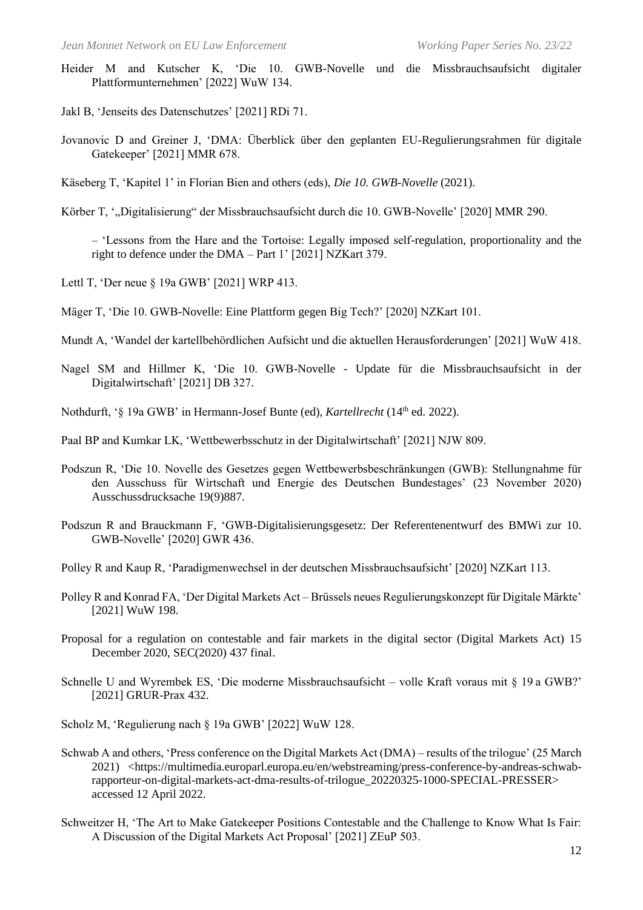Heider M and Kutscher K, 'Die 10. GWB-Novelle und die Missbrauchsaufsicht digitaler Plattformunternehmen' [2022] WuW 134.

Jakl B, 'Jenseits des Datenschutzes' [2021] RDi 71.

Jovanovic D and Greiner J, 'DMA: Überblick über den geplanten EU-Regulierungsrahmen für digitale Gatekeeper' [2021] MMR 678.

Käseberg T, 'Kapitel 1' in Florian Bien and others (eds), *Die 10. GWB-Novelle* (2021).

Körber T, '„Digitalisierung" der Missbrauchsaufsicht durch die 10. GWB-Novelle' [2020] MMR 290.

– 'Lessons from the Hare and the Tortoise: Legally imposed self-regulation, proportionality and the right to defence under the DMA – Part 1' [2021] NZKart 379.

Lettl T, 'Der neue § 19a GWB' [2021] WRP 413.

Mäger T, 'Die 10. GWB-Novelle: Eine Plattform gegen Big Tech?' [2020] NZKart 101.

Mundt A, 'Wandel der kartellbehördlichen Aufsicht und die aktuellen Herausforderungen' [2021] WuW 418.

Nagel SM and Hillmer K, 'Die 10. GWB-Novelle - Update für die Missbrauchsaufsicht in der Digitalwirtschaft' [2021] DB 327.

Nothdurft, '§ 19a GWB' in Hermann-Josef Bunte (ed), *Kartellrecht* (14th ed. 2022).

Paal BP and Kumkar LK, 'Wettbewerbsschutz in der Digitalwirtschaft' [2021] NJW 809.

Podszun R, 'Die 10. Novelle des Gesetzes gegen Wettbewerbsbeschränkungen (GWB): Stellungnahme für den Ausschuss für Wirtschaft und Energie des Deutschen Bundestages' (23 November 2020) Ausschussdrucksache 19(9)887.

Podszun R and Brauckmann F, 'GWB-Digitalisierungsgesetz: Der Referentenentwurf des BMWi zur 10. GWB-Novelle' [2020] GWR 436.

Polley R and Kaup R, 'Paradigmenwechsel in der deutschen Missbrauchsaufsicht' [2020] NZKart 113.

Polley R and Konrad FA, 'Der Digital Markets Act – Brüssels neues Regulierungskonzept für Digitale Märkte' [2021] WuW 198.

Proposal for a regulation on contestable and fair markets in the digital sector (Digital Markets Act) 15 December 2020, SEC(2020) 437 final.

Schnelle U and Wyrembek ES, 'Die moderne Missbrauchsaufsicht – volle Kraft voraus mit § 19 a GWB?' [2021] GRUR-Prax 432.

Scholz M, 'Regulierung nach § 19a GWB' [2022] WuW 128.

Schwab A and others, 'Press conference on the Digital Markets Act (DMA) – results of the trilogue' (25 March 2021) <https://multimedia.europarl.europa.eu/en/webstreaming/press-conference-by-andreas-schwab-rapporteur-on-digital-markets-act-dma-results-of-trilogue_20220325-1000-SPECIAL-PRESSER> accessed 12 April 2022.

Schweitzer H, 'The Art to Make Gatekeeper Positions Contestable and the Challenge to Know What Is Fair: A Discussion of the Digital Markets Act Proposal' [2021] ZEuP 503.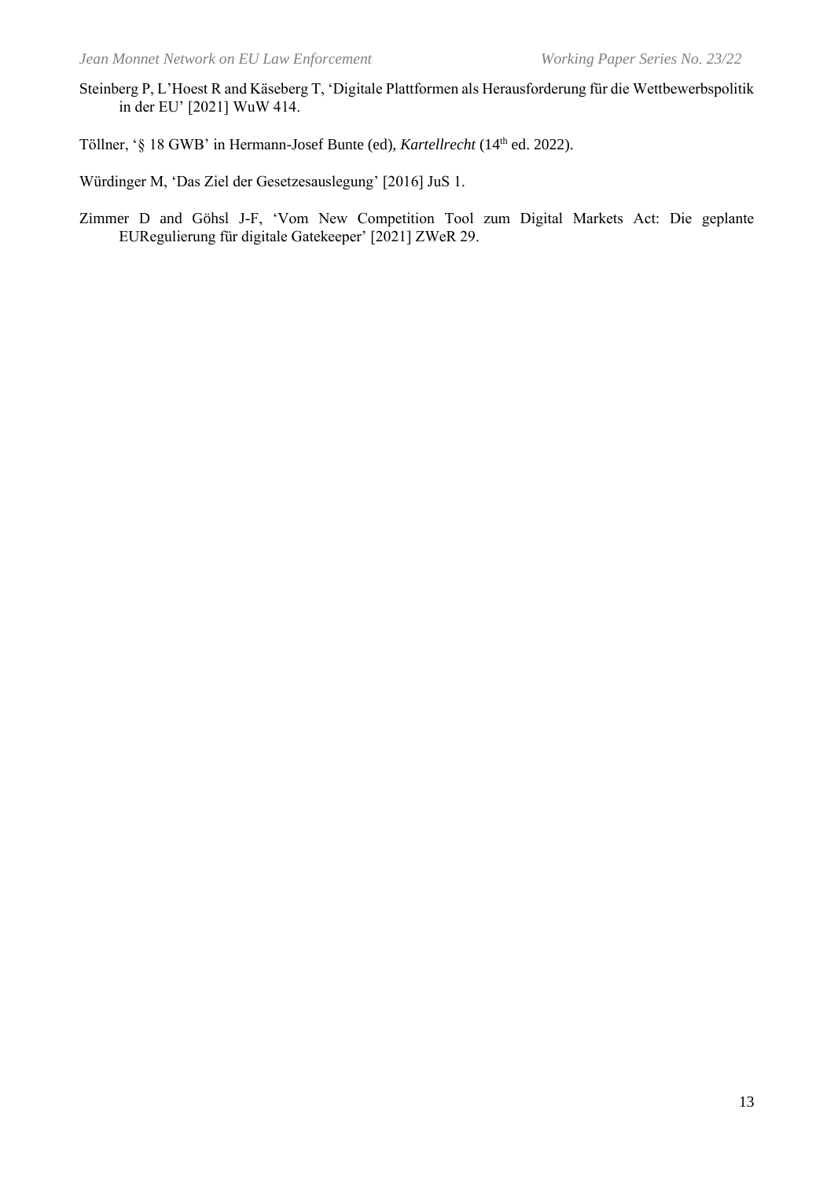Steinberg P, L'Hoest R and Käseberg T, 'Digitale Plattformen als Herausforderung für die Wettbewerbspolitik in der EU' [2021] WuW 414.

Töllner, '§ 18 GWB' in Hermann-Josef Bunte (ed), *Kartellrecht* (14th ed. 2022).

Würdinger M, 'Das Ziel der Gesetzesauslegung' [2016] JuS 1.

Zimmer D and Göhsl J-F, 'Vom New Competition Tool zum Digital Markets Act: Die geplante EURegulierung für digitale Gatekeeper' [2021] ZWeR 29.